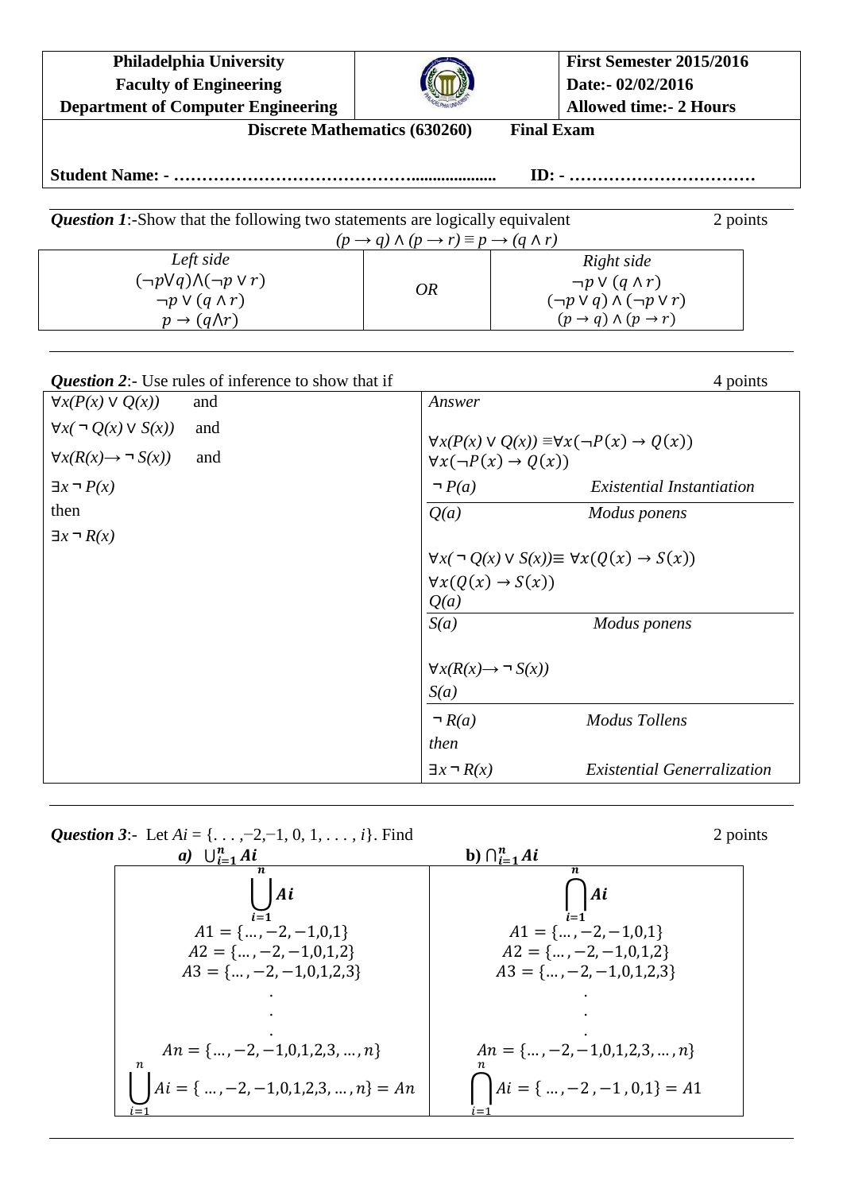| **Philadelphia University** | | **First Semester 2015/2016** |
|---|---|---|
| **Faculty of Engineering** | | **Date:- 02/02/2016** |
| **Department of Computer Engineering** | | **Allowed time:- 2 Hours** |

**Discrete Mathematics (630260) Final Exam**

**Student Name: - …………………………………..................... ID: - ……………………………**

***Question 1***:-Show that the following two statements are logically equivalent 2 points

$$(p \rightarrow q) \land (p \rightarrow r) \equiv p \rightarrow (q \land r)$$

| *Left side* | | *Right side* |
|---|---|---|
| $(\neg p \lor q) \land (\neg p \lor r)$ | *OR* | $\neg p \lor (q \land r)$ |
| $\neg p \lor (q \land r)$ | | $(\neg p \lor q) \land (\neg p \lor r)$ |
| $p \rightarrow (q \land r)$ | | $(p \rightarrow q) \land (p \rightarrow r)$ |

***Question 2***:- Use rules of inference to show that if 4 points

| | *Answer* | |
|---|---|---|
| $\forall x(P(x) \lor Q(x))$ and | $\forall x(P(x) \lor Q(x)) \equiv \forall x(\neg P(x) \rightarrow Q(x))$ | |
| $\forall x(\neg Q(x) \lor S(x))$ and | $\forall x(\neg P(x) \rightarrow Q(x))$ | |
| $\forall x(R(x) \rightarrow \neg S(x))$ and | $\neg P(a)$ | *Existential Instantiation* |
| $\exists x \neg P(x)$ | $Q(a)$ | *Modus ponens* |
| then | $\forall x(\neg Q(x) \lor S(x)) \equiv \forall x(Q(x) \rightarrow S(x))$ | |
| $\exists x \neg R(x)$ | $\forall x(Q(x) \rightarrow S(x))$ | |
| | $Q(a)$ | |
| | $S(a)$ | *Modus ponens* |
| | $\forall x(R(x) \rightarrow \neg S(x))$ | |
| | $S(a)$ | |
| | $\neg R(a)$ | *Modus Tollens* |
| | *then* | |
| | $\exists x \neg R(x)$ | *Existential Generralization* |

***Question 3***:- Let $Ai = \{. . . , -2, -1, 0, 1, . . . , i\}$. Find 2 points

| *a)* $\bigcup_{i=1}^{n} Ai$ | **b)** $\bigcap_{i=1}^{n} Ai$ |
|---|---|
| $\bigcup_{i=1}^{n} Ai$ | $\bigcap_{i=1}^{n} Ai$ |
| $A1 = \{\dots, -2, -1, 0, 1\}$ | $A1 = \{\dots, -2, -1, 0, 1\}$ |
| $A2 = \{\dots, -2, -1, 0, 1, 2\}$ | $A2 = \{\dots, -2, -1, 0, 1, 2\}$ |
| $A3 = \{\dots, -2, -1, 0, 1, 2, 3\}$ | $A3 = \{\dots, -2, -1, 0, 1, 2, 3\}$ |
| . | . |
| . | . |
| . | . |
| $An = \{\dots, -2, -1, 0, 1, 2, 3, \dots, n\}$ | $An = \{\dots, -2, -1, 0, 1, 2, 3, \dots, n\}$ |
| $\bigcup_{i=1}^{n} Ai = \{\dots, -2, -1, 0, 1, 2, 3, \dots, n\} = An$ | $\bigcap_{i=1}^{n} Ai = \{\dots, -2, -1, 0, 1\} = A1$ |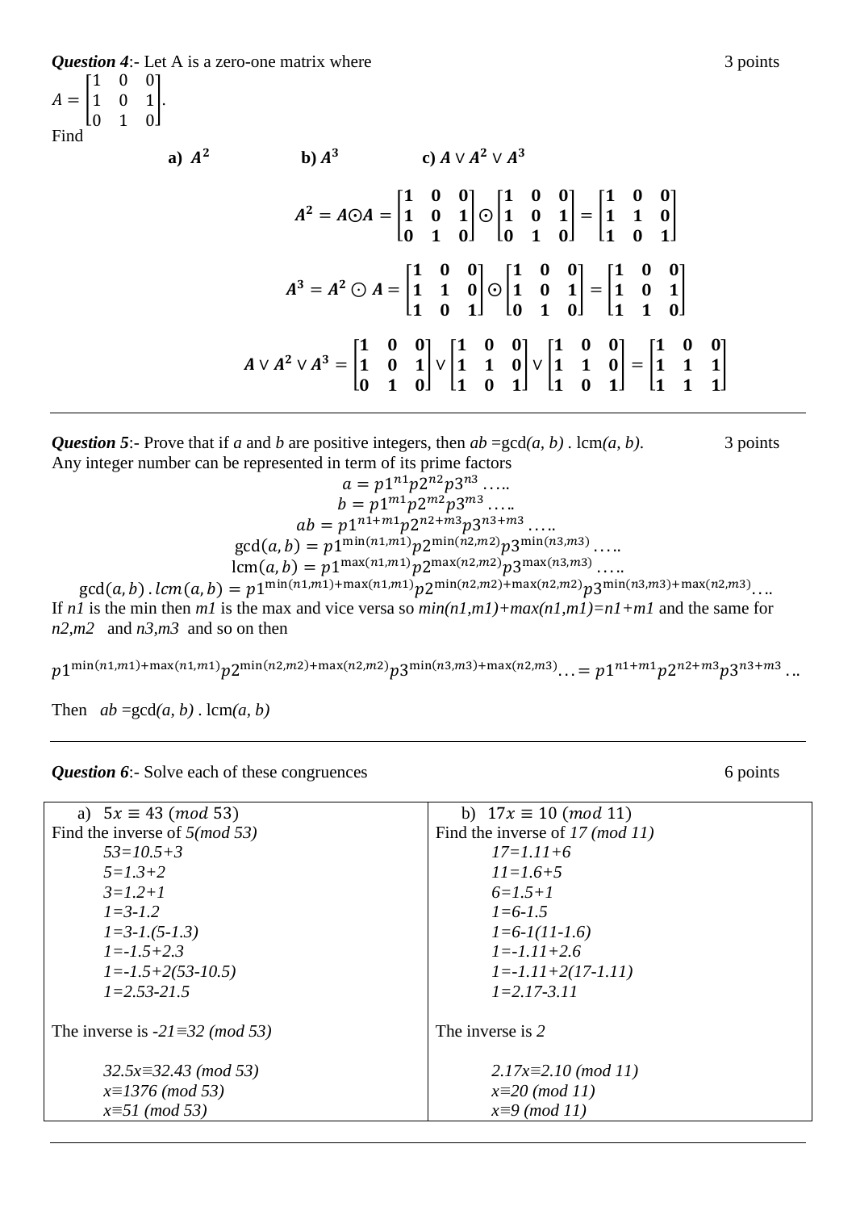***Question 4***:- Let A is a zero-one matrix where 3 points

$A = \begin{bmatrix} 1 & 0 & 0 \\ 1 & 0 & 1 \\ 0 & 1 & 0 \end{bmatrix}$.

Find

**a)** $\boldsymbol{A^2}$ **b)** $\boldsymbol{A^3}$ **c)** $\boldsymbol{A \vee A^2 \vee A^3}$

$$\boldsymbol{A^2 = A \odot A = \begin{bmatrix} 1 & 0 & 0 \\ 1 & 0 & 1 \\ 0 & 1 & 0 \end{bmatrix} \odot \begin{bmatrix} 1 & 0 & 0 \\ 1 & 0 & 1 \\ 0 & 1 & 0 \end{bmatrix} = \begin{bmatrix} 1 & 0 & 0 \\ 1 & 1 & 0 \\ 1 & 0 & 1 \end{bmatrix}}$$

$$\boldsymbol{A^3 = A^2 \odot A = \begin{bmatrix} 1 & 0 & 0 \\ 1 & 1 & 0 \\ 1 & 0 & 1 \end{bmatrix} \odot \begin{bmatrix} 1 & 0 & 0 \\ 1 & 0 & 1 \\ 0 & 1 & 0 \end{bmatrix} = \begin{bmatrix} 1 & 0 & 0 \\ 1 & 0 & 1 \\ 1 & 1 & 0 \end{bmatrix}}$$

$$\boldsymbol{A \vee A^2 \vee A^3 = \begin{bmatrix} 1 & 0 & 0 \\ 1 & 0 & 1 \\ 0 & 1 & 0 \end{bmatrix} \vee \begin{bmatrix} 1 & 0 & 0 \\ 1 & 1 & 0 \\ 1 & 0 & 1 \end{bmatrix} \vee \begin{bmatrix} 1 & 0 & 0 \\ 1 & 1 & 0 \\ 1 & 0 & 1 \end{bmatrix} = \begin{bmatrix} 1 & 0 & 0 \\ 1 & 1 & 1 \\ 1 & 1 & 1 \end{bmatrix}}$$

---

***Question 5***:- Prove that if *a* and *b* are positive integers, then *ab* =gcd*(a, b)* . lcm*(a, b)*. 3 points

Any integer number can be represented in term of its prime factors

$$a = p1^{n1}p2^{n2}p3^{n3} \ldots..$$
$$b = p1^{m1}p2^{m2}p3^{m3} \ldots..$$
$$ab = p1^{n1+m1}p2^{n2+m3}p3^{n3+m3} \ldots..$$
$$\gcd(a,b) = p1^{\min(n1,m1)}p2^{\min(n2,m2)}p3^{\min(n3,m3)} \ldots..$$
$$\text{lcm}(a,b) = p1^{\max(n1,m1)}p2^{\max(n2,m2)}p3^{\max(n3,m3)} \ldots..$$
$$\gcd(a,b)\,.\,lcm(a,b) = p1^{\min(n1,m1)+\max(n1,m1)}p2^{\min(n2,m2)+\max(n2,m2)}p3^{\min(n3,m3)+\max(n2,m3)} \ldots.$$

If *n1* is the min then *m1* is the max and vice versa so *min(n1,m1)+max(n1,m1)=n1+m1* and the same for *n2,m2* and *n3,m3* and so on then

$$p1^{\min(n1,m1)+\max(n1,m1)}p2^{\min(n2,m2)+\max(n2,m2)}p3^{\min(n3,m3)+\max(n2,m3)} \ldots = p1^{n1+m1}p2^{n2+m3}p3^{n3+m3} \ldots$$

Then *ab* =gcd*(a, b)* . lcm*(a, b)*

---

***Question 6***:- Solve each of these congruences 6 points

| a) $5x \equiv 43\ (mod\ 53)$ | b) $17x \equiv 10\ (mod\ 11)$ |
|---|---|
| Find the inverse of *5(mod 53)* | Find the inverse of *17 (mod 11)* |
| *53=10.5+3* | *17=1.11+6* |
| *5=1.3+2* | *11=1.6+5* |
| *3=1.2+1* | *6=1.5+1* |
| *1=3-1.2* | *1=6-1.5* |
| *1=3-1.(5-1.3)* | *1=6-1(11-1.6)* |
| *1=-1.5+2.3* | *1=-1.11+2.6* |
| *1=-1.5+2(53-10.5)* | *1=-1.11+2(17-1.11)* |
| *1=2.53-21.5* | *1=2.17-3.11* |
| The inverse is *-21≡32 (mod 53)* | The inverse is *2* |
| *32.5x≡32.43 (mod 53)* | *2.17x≡2.10 (mod 11)* |
| *x≡1376 (mod 53)* | *x≡20 (mod 11)* |
| *x≡51 (mod 53)* | *x≡9 (mod 11)* |

---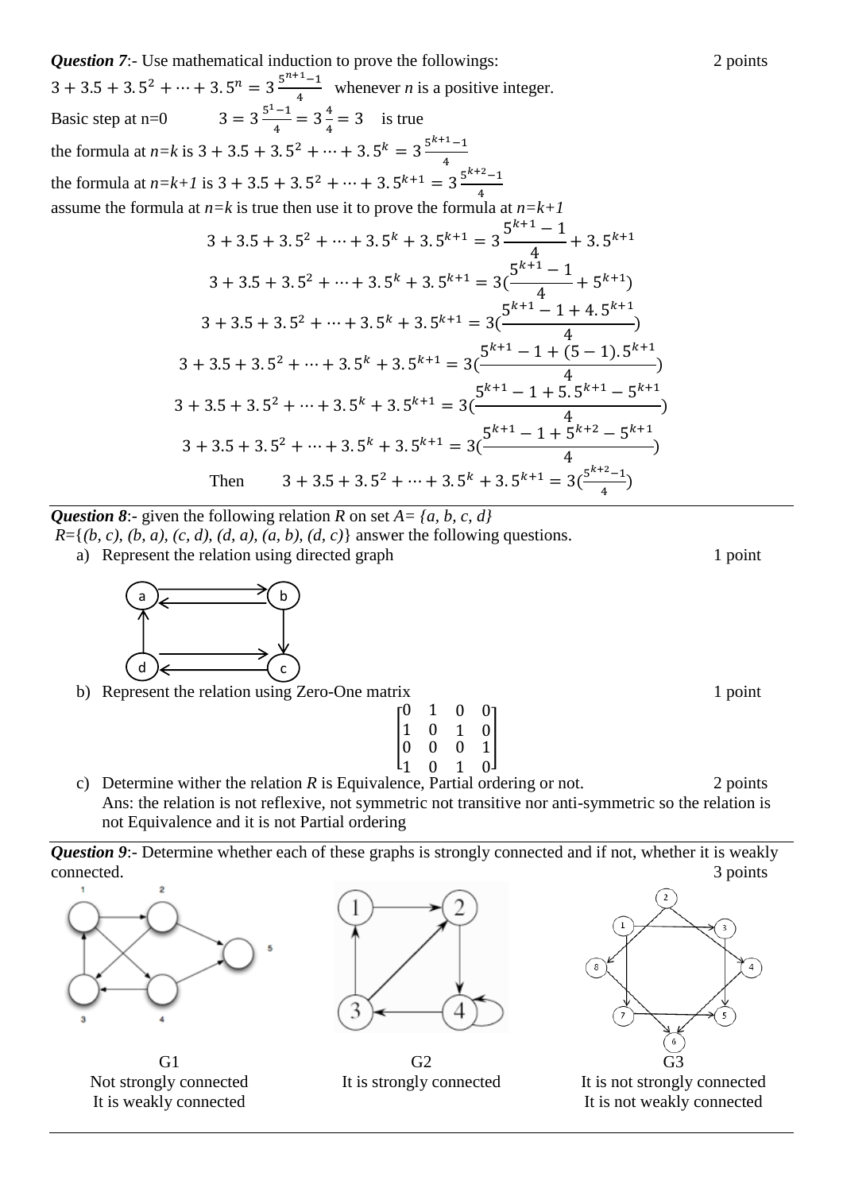***Question 7***:- Use mathematical induction to prove the followings: 2 points

$3 + 3.5 + 3.5^2 + \cdots + 3.5^n = 3\,\frac{5^{n+1}-1}{4}$ whenever *n* is a positive integer.

Basic step at n=0 $\quad 3 = 3\,\frac{5^1-1}{4} = 3\,\frac{4}{4} = 3$ is true

the formula at *n=k* is $3 + 3.5 + 3.5^2 + \cdots + 3.5^k = 3\,\frac{5^{k+1}-1}{4}$

the formula at *n=k+1* is $3 + 3.5 + 3.5^2 + \cdots + 3.5^{k+1} = 3\,\frac{5^{k+2}-1}{4}$

assume the formula at *n=k* is true then use it to prove the formula at *n=k+1*

$$3 + 3.5 + 3.5^2 + \cdots + 3.5^k + 3.5^{k+1} = 3\,\frac{5^{k+1}-1}{4} + 3.5^{k+1}$$

$$3 + 3.5 + 3.5^2 + \cdots + 3.5^k + 3.5^{k+1} = 3\left(\frac{5^{k+1}-1}{4} + 5^{k+1}\right)$$

$$3 + 3.5 + 3.5^2 + \cdots + 3.5^k + 3.5^{k+1} = 3\left(\frac{5^{k+1}-1+4.5^{k+1}}{4}\right)$$

$$3 + 3.5 + 3.5^2 + \cdots + 3.5^k + 3.5^{k+1} = 3\left(\frac{5^{k+1}-1+(5-1).5^{k+1}}{4}\right)$$

$$3 + 3.5 + 3.5^2 + \cdots + 3.5^k + 3.5^{k+1} = 3\left(\frac{5^{k+1}-1+5.5^{k+1}-5^{k+1}}{4}\right)$$

$$3 + 3.5 + 3.5^2 + \cdots + 3.5^k + 3.5^{k+1} = 3\left(\frac{5^{k+1}-1+5^{k+2}-5^{k+1}}{4}\right)$$

Then $\quad 3 + 3.5 + 3.5^2 + \cdots + 3.5^k + 3.5^{k+1} = 3\left(\frac{5^{k+2}-1}{4}\right)$

---

***Question 8***:- given the following relation *R* on set *A= {a, b, c, d}*

*R*={*(b, c), (b, a), (c, d), (d, a), (a, b), (d, c)*} answer the following questions.

a) Represent the relation using directed graph 1 point

b) Represent the relation using Zero-One matrix 1 point

$$\begin{bmatrix} 0 & 1 & 0 & 0 \\ 1 & 0 & 1 & 0 \\ 0 & 0 & 0 & 1 \\ 1 & 0 & 1 & 0 \end{bmatrix}$$

c) Determine wither the relation *R* is Equivalence, Partial ordering or not. 2 points

Ans: the relation is not reflexive, not symmetric not transitive nor anti-symmetric so the relation is not Equivalence and it is not Partial ordering

---

***Question 9***:- Determine whether each of these graphs is strongly connected and if not, whether it is weakly connected. 3 points

G1
Not strongly connected
It is weakly connected

G2
It is strongly connected

G3
It is not strongly connected
It is not weakly connected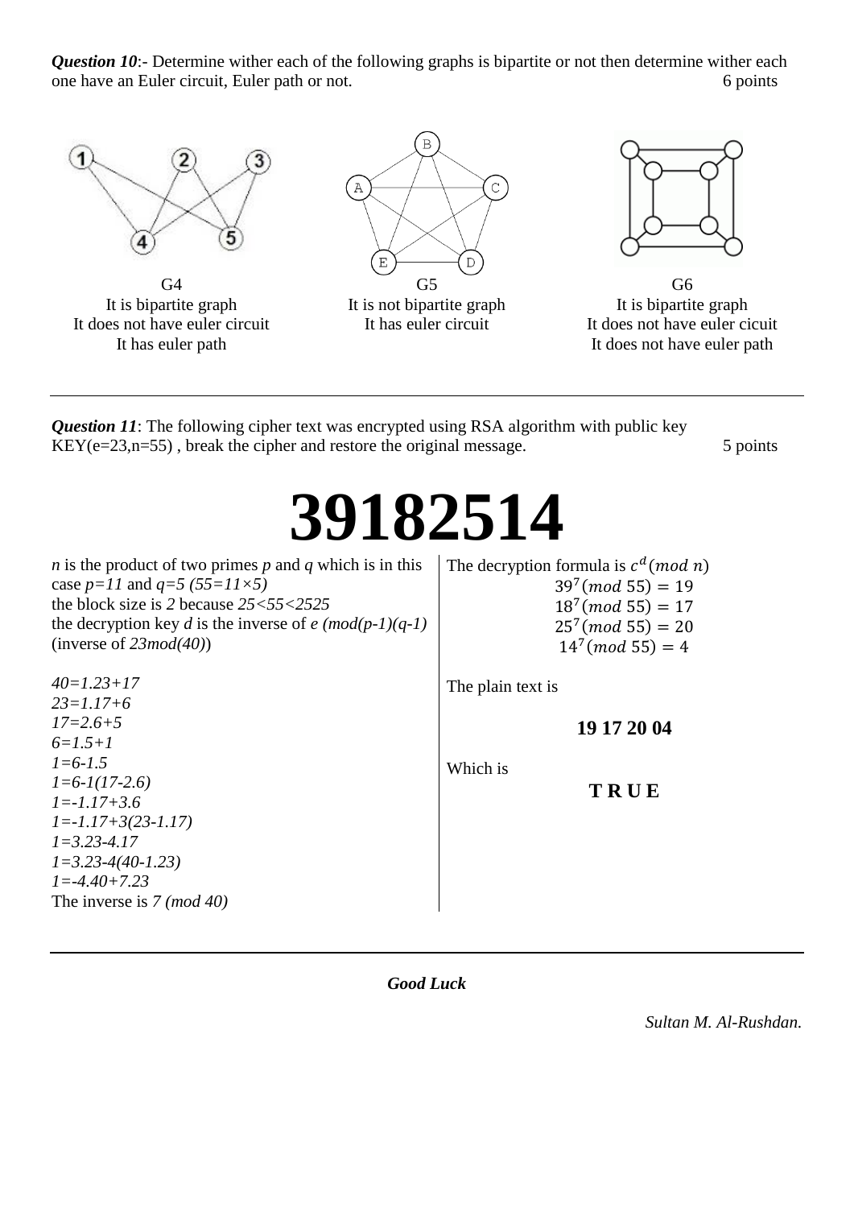***Question 10***:- Determine wither each of the following graphs is bipartite or not then determine wither each one have an Euler circuit, Euler path or not. 6 points

G4
It is bipartite graph
It does not have euler circuit
It has euler path

G5
It is not bipartite graph
It has euler circuit

G6
It is bipartite graph
It does not have euler cicuit
It does not have euler path

---

***Question 11***: The following cipher text was encrypted using RSA algorithm with public key KEY(e=23,n=55) , break the cipher and restore the original message. 5 points

# 39182514

$n$ is the product of two primes $p$ and $q$ which is in this case $p=11$ and $q=5$ $(55=11\times5)$
the block size is *2* because $25<55<2525$
the decryption key $d$ is the inverse of $e \ (mod(p-1)(q-1)$ (inverse of $23mod(40)$)

*40=1.23+17*
*23=1.17+6*
*17=2.6+5*
*6=1.5+1*
*1=6-1.5*
*1=6-1(17-2.6)*
*1=-1.17+3.6*
*1=-1.17+3(23-1.17)*
*1=3.23-4.17*
*1=3.23-4(40-1.23)*
*1=-4.40+7.23*
The inverse is *7 (mod 40)*

The decryption formula is $c^d(mod\ n)$

$$39^7(mod\ 55) = 19$$
$$18^7(mod\ 55) = 17$$
$$25^7(mod\ 55) = 20$$
$$14^7(mod\ 55) = 4$$

The plain text is

**19 17 20 04**

Which is

**T R U E**

---

***Good Luck***

*Sultan M. Al-Rushdan.*